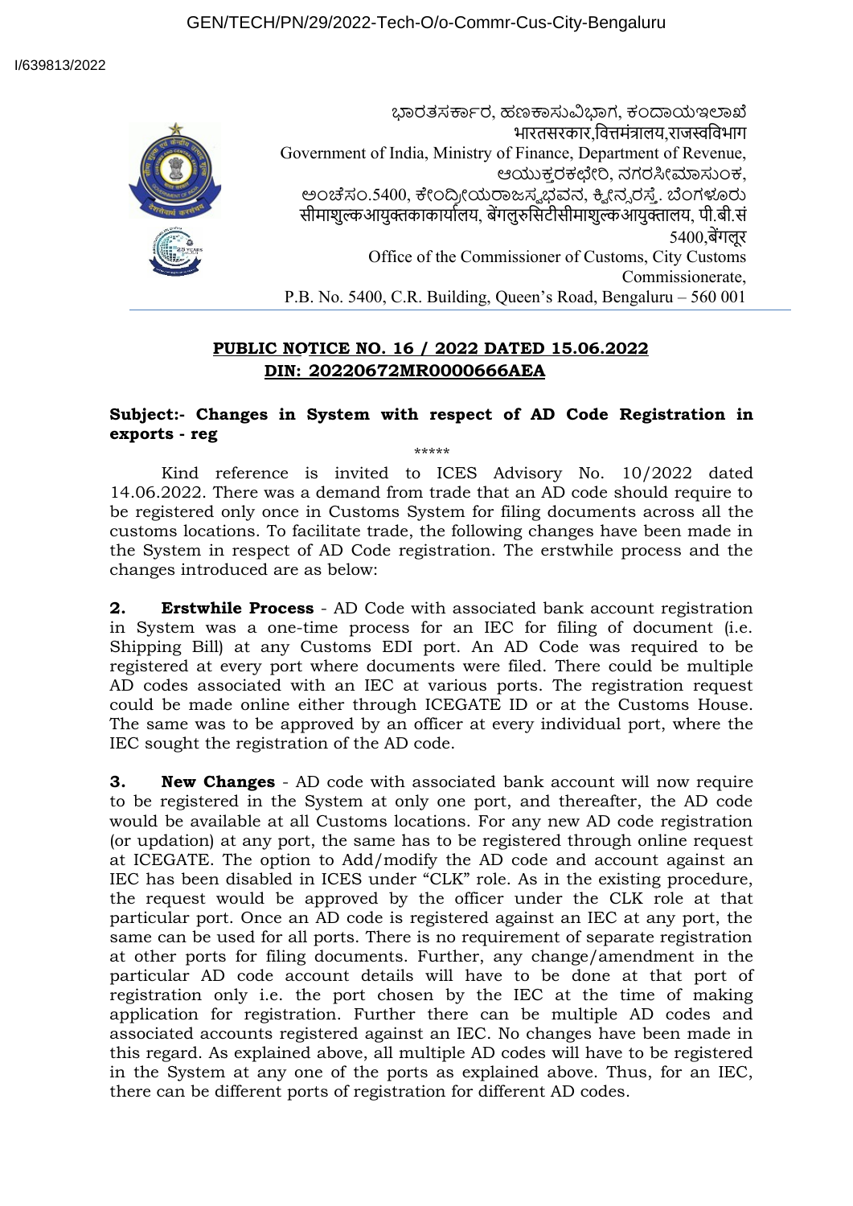GEN/TECH/PN/29/2022-Tech-O/o-Commr-Cus-City-Bengaluru

I/639813/2022

ಭಾರತಸರ್ಕಾರ, ಹಣಕಾಸುವಿಭಾಗ, ಕಂದಾಯಇಲಾಖೆ
भारतसरकार,वित्तमंत्रालय,राजस्वविभाग
Government of India, Ministry of Finance, Department of Revenue,
ಆಯುಕ್ತರಕಛೇರಿ, ನಗರಸೀಮಾಸುಂಕ,
ಅಂಚೆಸಂ.5400, ಕೇಂದ್ರೀಯರಾಜಸ್ವಭವನ, ಕ್ವೀನ್ಸ್‌ರಸ್ತೆ. ಬೆಂಗಳೂರು
सीमाशुल्कआयुक्तकाकार्यालय, बेंगलुरुसिटीसीमाशुल्कआयुक्तालय, पी.बी.सं 5400,बेंगलूर
Office of the Commissioner of Customs, City Customs Commissionerate,
P.B. No. 5400, C.R. Building, Queen's Road, Bengaluru – 560 001

**PUBLIC NOTICE NO. 16 / 2022 DATED 15.06.2022**
**DIN: 20220672MR0000666AEA**

**Subject:- Changes in System with respect of AD Code Registration in exports - reg**

*****

Kind reference is invited to ICES Advisory No. 10/2022 dated 14.06.2022. There was a demand from trade that an AD code should require to be registered only once in Customs System for filing documents across all the customs locations. To facilitate trade, the following changes have been made in the System in respect of AD Code registration. The erstwhile process and the changes introduced are as below:

**2. Erstwhile Process** - AD Code with associated bank account registration in System was a one-time process for an IEC for filing of document (i.e. Shipping Bill) at any Customs EDI port. An AD Code was required to be registered at every port where documents were filed. There could be multiple AD codes associated with an IEC at various ports. The registration request could be made online either through ICEGATE ID or at the Customs House. The same was to be approved by an officer at every individual port, where the IEC sought the registration of the AD code.

**3. New Changes** - AD code with associated bank account will now require to be registered in the System at only one port, and thereafter, the AD code would be available at all Customs locations. For any new AD code registration (or updation) at any port, the same has to be registered through online request at ICEGATE. The option to Add/modify the AD code and account against an IEC has been disabled in ICES under "CLK" role. As in the existing procedure, the request would be approved by the officer under the CLK role at that particular port. Once an AD code is registered against an IEC at any port, the same can be used for all ports. There is no requirement of separate registration at other ports for filing documents. Further, any change/amendment in the particular AD code account details will have to be done at that port of registration only i.e. the port chosen by the IEC at the time of making application for registration. Further there can be multiple AD codes and associated accounts registered against an IEC. No changes have been made in this regard. As explained above, all multiple AD codes will have to be registered in the System at any one of the ports as explained above. Thus, for an IEC, there can be different ports of registration for different AD codes.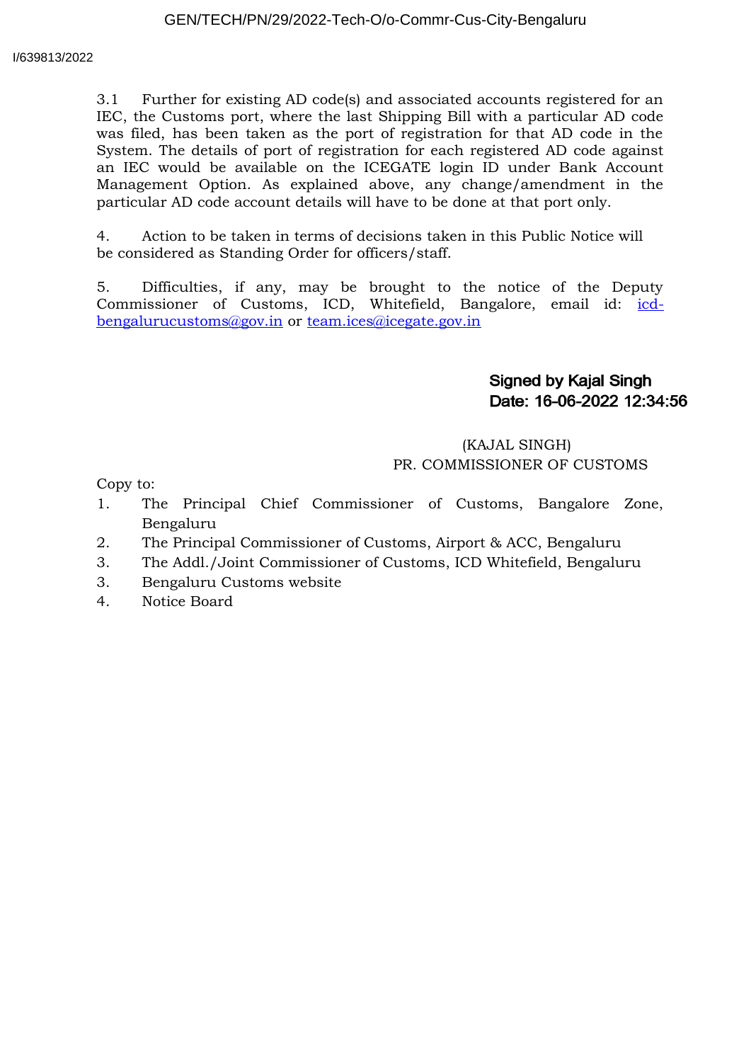3.1 Further for existing AD code(s) and associated accounts registered for an IEC, the Customs port, where the last Shipping Bill with a particular AD code was filed, has been taken as the port of registration for that AD code in the System. The details of port of registration for each registered AD code against an IEC would be available on the ICEGATE login ID under Bank Account Management Option. As explained above, any change/amendment in the particular AD code account details will have to be done at that port only.

4. Action to be taken in terms of decisions taken in this Public Notice will be considered as Standing Order for officers/staff.

5. Difficulties, if any, may be brought to the notice of the Deputy Commissioner of Customs, ICD, Whitefield, Bangalore, email id: icd-bengalurucustoms@gov.in or team.ices@icegate.gov.in

**Signed by Kajal Singh**
**Date: 16-06-2022 12:34:56**

(KAJAL SINGH)
PR. COMMISSIONER OF CUSTOMS

Copy to:

1. The Principal Chief Commissioner of Customs, Bangalore Zone, Bengaluru
2. The Principal Commissioner of Customs, Airport & ACC, Bengaluru
3. The Addl./Joint Commissioner of Customs, ICD Whitefield, Bengaluru
3. Bengaluru Customs website
4. Notice Board